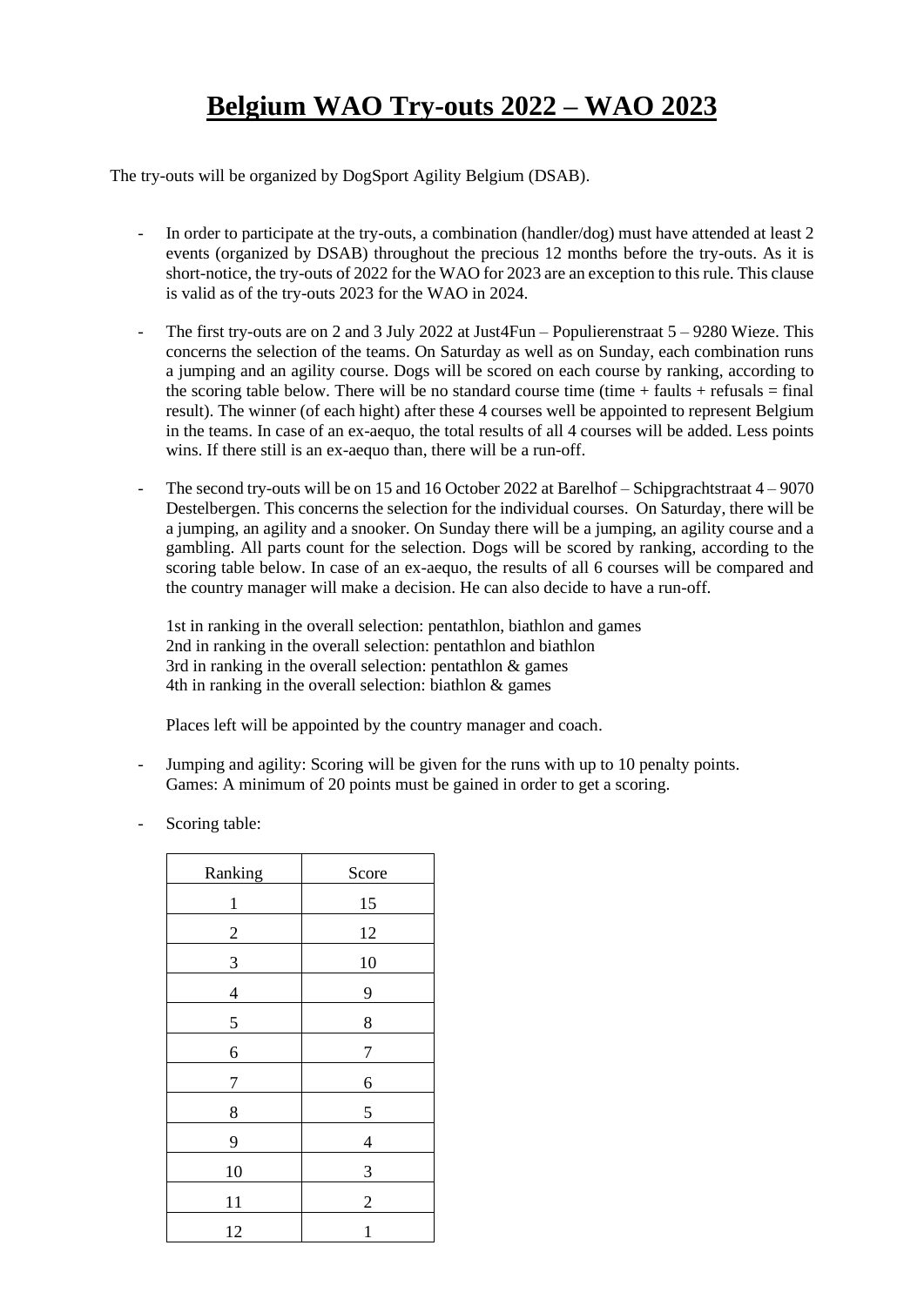# Belgium WAO Try-outs 2022 – WAO 2023

The try-outs will be organized by DogSport Agility Belgium (DSAB).

- In order to participate at the try-outs, a combination (handler/dog) must have attended at least 2 events (organized by DSAB) throughout the precious 12 months before the try-outs. As it is short-notice, the try-outs of 2022 for the WAO for 2023 are an exception to this rule. This clause is valid as of the try-outs 2023 for the WAO in 2024.

- The first try-outs are on 2 and 3 July 2022 at Just4Fun – Populierenstraat 5 – 9280 Wieze. This concerns the selection of the teams. On Saturday as well as on Sunday, each combination runs a jumping and an agility course. Dogs will be scored on each course by ranking, according to the scoring table below. There will be no standard course time (time + faults + refusals = final result). The winner (of each hight) after these 4 courses well be appointed to represent Belgium in the teams. In case of an ex-aequo, the total results of all 4 courses will be added. Less points wins. If there still is an ex-aequo than, there will be a run-off.

- The second try-outs will be on 15 and 16 October 2022 at Barelhof – Schipgrachtstraat 4 – 9070 Destelbergen. This concerns the selection for the individual courses. On Saturday, there will be a jumping, an agility and a snooker. On Sunday there will be a jumping, an agility course and a gambling. All parts count for the selection. Dogs will be scored by ranking, according to the scoring table below. In case of an ex-aequo, the results of all 6 courses will be compared and the country manager will make a decision. He can also decide to have a run-off.

  1st in ranking in the overall selection: pentathlon, biathlon and games
  2nd in ranking in the overall selection: pentathlon and biathlon
  3rd in ranking in the overall selection: pentathlon & games
  4th in ranking in the overall selection: biathlon & games

  Places left will be appointed by the country manager and coach.

- Jumping and agility: Scoring will be given for the runs with up to 10 penalty points.
  Games: A minimum of 20 points must be gained in order to get a scoring.

- Scoring table:

| Ranking | Score |
|---|---|
| 1 | 15 |
| 2 | 12 |
| 3 | 10 |
| 4 | 9 |
| 5 | 8 |
| 6 | 7 |
| 7 | 6 |
| 8 | 5 |
| 9 | 4 |
| 10 | 3 |
| 11 | 2 |
| 12 | 1 |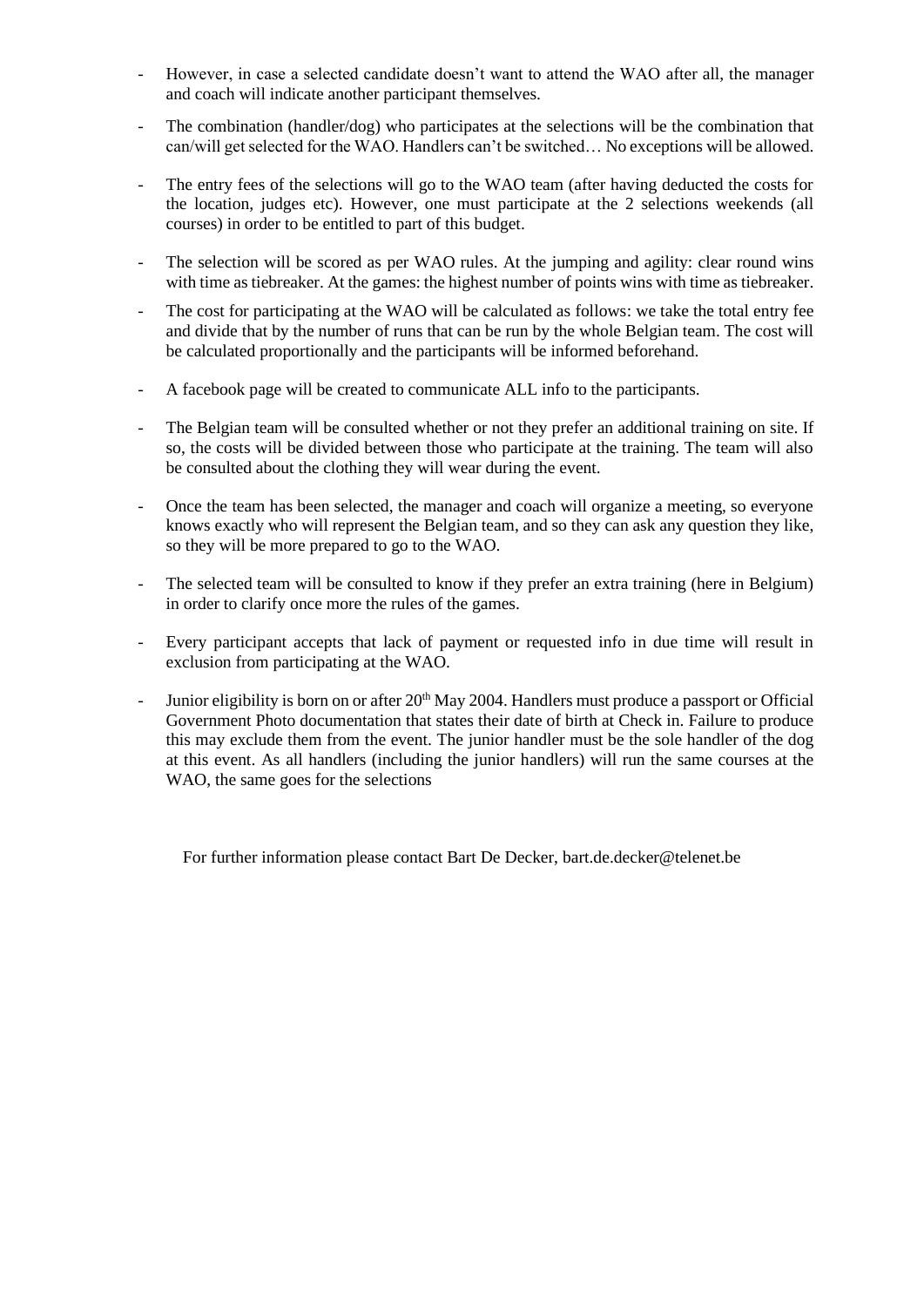- However, in case a selected candidate doesn't want to attend the WAO after all, the manager and coach will indicate another participant themselves.

- The combination (handler/dog) who participates at the selections will be the combination that can/will get selected for the WAO. Handlers can't be switched… No exceptions will be allowed.

- The entry fees of the selections will go to the WAO team (after having deducted the costs for the location, judges etc). However, one must participate at the 2 selections weekends (all courses) in order to be entitled to part of this budget.

- The selection will be scored as per WAO rules. At the jumping and agility: clear round wins with time as tiebreaker. At the games: the highest number of points wins with time as tiebreaker.

- The cost for participating at the WAO will be calculated as follows: we take the total entry fee and divide that by the number of runs that can be run by the whole Belgian team. The cost will be calculated proportionally and the participants will be informed beforehand.

- A facebook page will be created to communicate ALL info to the participants.

- The Belgian team will be consulted whether or not they prefer an additional training on site. If so, the costs will be divided between those who participate at the training. The team will also be consulted about the clothing they will wear during the event.

- Once the team has been selected, the manager and coach will organize a meeting, so everyone knows exactly who will represent the Belgian team, and so they can ask any question they like, so they will be more prepared to go to the WAO.

- The selected team will be consulted to know if they prefer an extra training (here in Belgium) in order to clarify once more the rules of the games.

- Every participant accepts that lack of payment or requested info in due time will result in exclusion from participating at the WAO.

- Junior eligibility is born on or after 20th May 2004. Handlers must produce a passport or Official Government Photo documentation that states their date of birth at Check in. Failure to produce this may exclude them from the event. The junior handler must be the sole handler of the dog at this event. As all handlers (including the junior handlers) will run the same courses at the WAO, the same goes for the selections

For further information please contact Bart De Decker, bart.de.decker@telenet.be